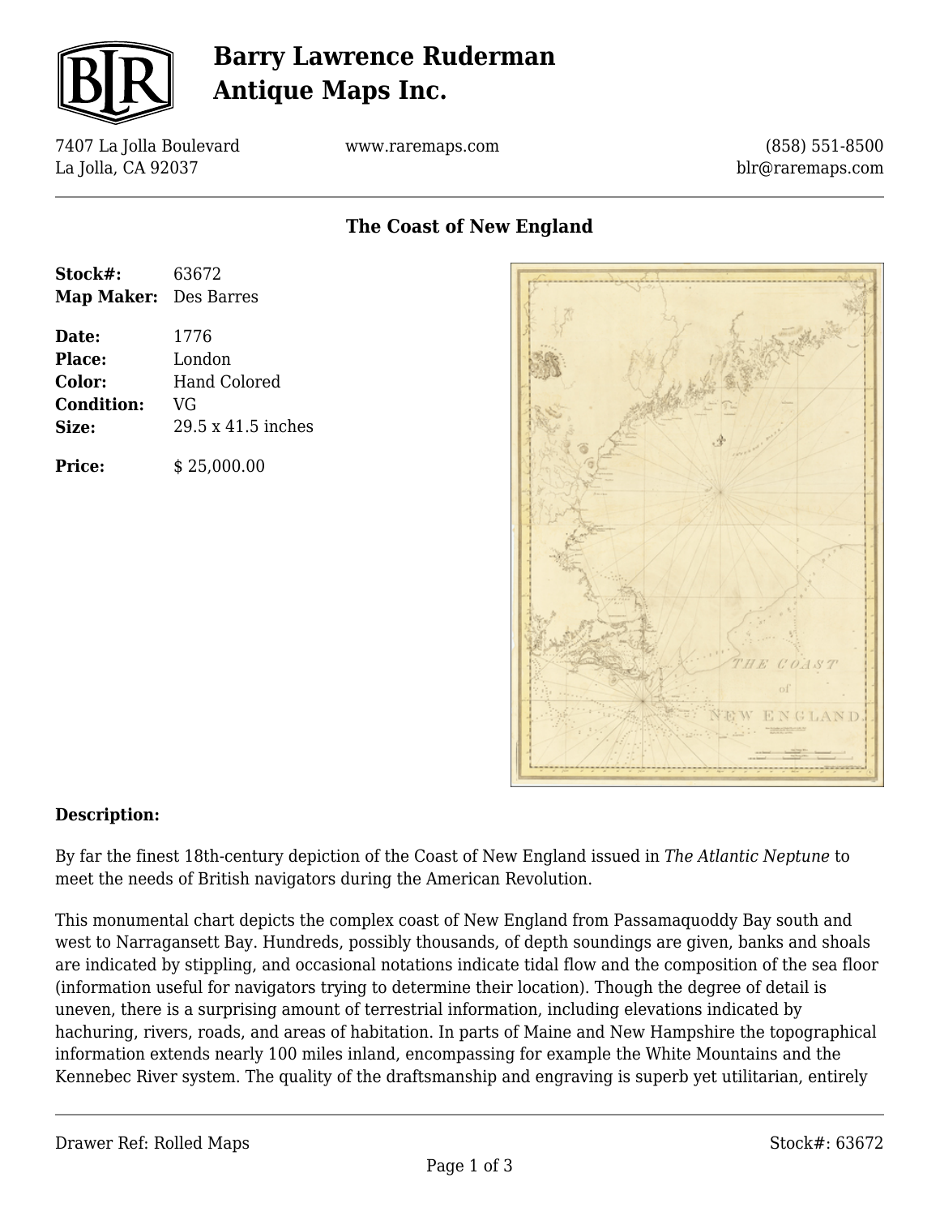# Barry Lawrence Ruderman Antique Maps Inc.

7407 La Jolla Boulevard
La Jolla, CA 92037

www.raremaps.com

(858) 551-8500
blr@raremaps.com

## The Coast of New England

**Stock#:** 63672
**Map Maker:** Des Barres

**Date:** 1776
**Place:** London
**Color:** Hand Colored
**Condition:** VG
**Size:** 29.5 x 41.5 inches

**Price:** $ 25,000.00

### Description:

By far the finest 18th-century depiction of the Coast of New England issued in *The Atlantic Neptune* to meet the needs of British navigators during the American Revolution.

This monumental chart depicts the complex coast of New England from Passamaquoddy Bay south and west to Narragansett Bay. Hundreds, possibly thousands, of depth soundings are given, banks and shoals are indicated by stippling, and occasional notations indicate tidal flow and the composition of the sea floor (information useful for navigators trying to determine their location). Though the degree of detail is uneven, there is a surprising amount of terrestrial information, including elevations indicated by hachuring, rivers, roads, and areas of habitation. In parts of Maine and New Hampshire the topographical information extends nearly 100 miles inland, encompassing for example the White Mountains and the Kennebec River system. The quality of the draftsmanship and engraving is superb yet utilitarian, entirely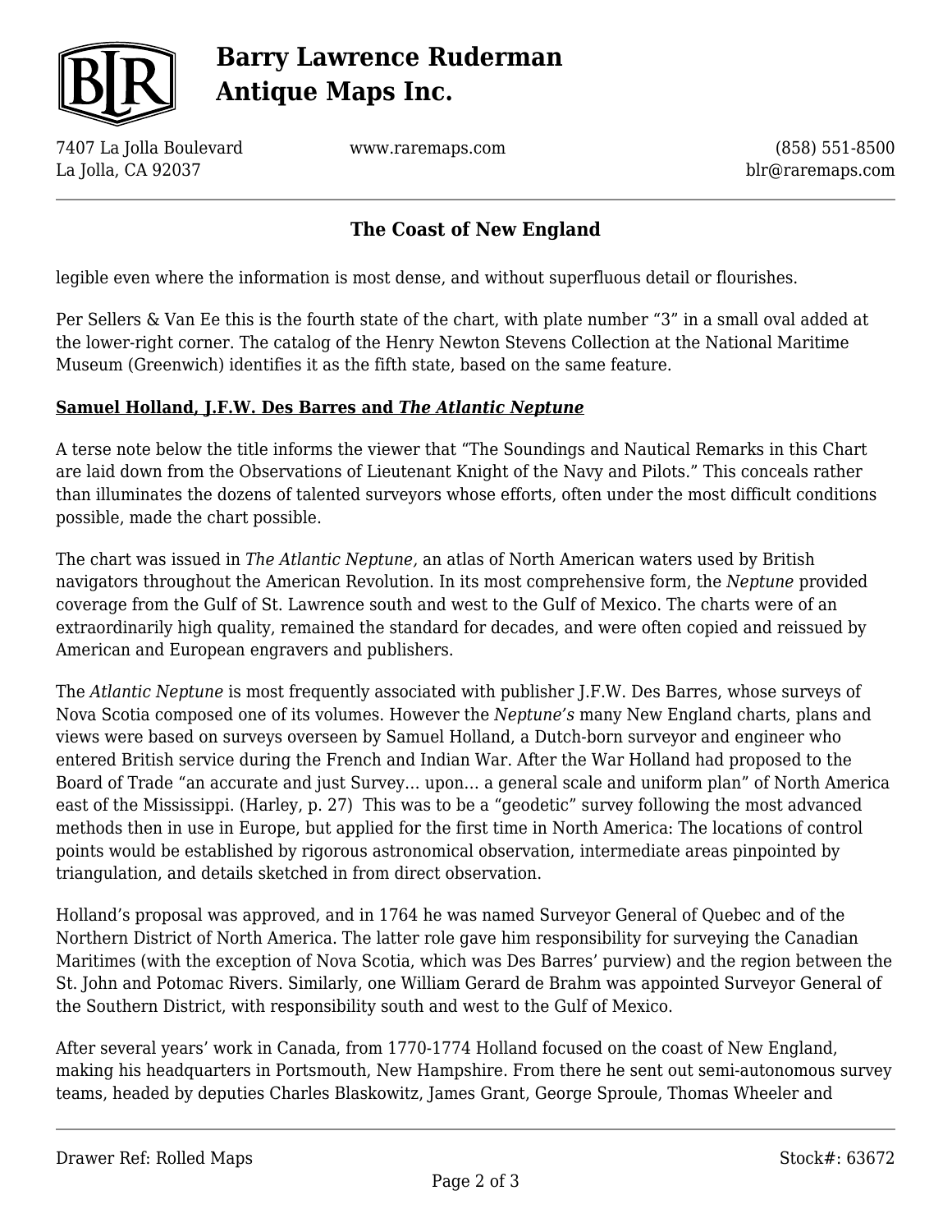legible even where the information is most dense, and without superfluous detail or flourishes.

Per Sellers & Van Ee this is the fourth state of the chart, with plate number "3" in a small oval added at the lower-right corner. The catalog of the Henry Newton Stevens Collection at the National Maritime Museum (Greenwich) identifies it as the fifth state, based on the same feature.

**Samuel Holland, J.F.W. Des Barres and *The Atlantic Neptune***

A terse note below the title informs the viewer that "The Soundings and Nautical Remarks in this Chart are laid down from the Observations of Lieutenant Knight of the Navy and Pilots." This conceals rather than illuminates the dozens of talented surveyors whose efforts, often under the most difficult conditions possible, made the chart possible.

The chart was issued in *The Atlantic Neptune,* an atlas of North American waters used by British navigators throughout the American Revolution. In its most comprehensive form, the *Neptune* provided coverage from the Gulf of St. Lawrence south and west to the Gulf of Mexico. The charts were of an extraordinarily high quality, remained the standard for decades, and were often copied and reissued by American and European engravers and publishers.

The *Atlantic Neptune* is most frequently associated with publisher J.F.W. Des Barres, whose surveys of Nova Scotia composed one of its volumes. However the *Neptune's* many New England charts, plans and views were based on surveys overseen by Samuel Holland, a Dutch-born surveyor and engineer who entered British service during the French and Indian War. After the War Holland had proposed to the Board of Trade "an accurate and just Survey… upon… a general scale and uniform plan" of North America east of the Mississippi. (Harley, p. 27) This was to be a "geodetic" survey following the most advanced methods then in use in Europe, but applied for the first time in North America: The locations of control points would be established by rigorous astronomical observation, intermediate areas pinpointed by triangulation, and details sketched in from direct observation.

Holland's proposal was approved, and in 1764 he was named Surveyor General of Quebec and of the Northern District of North America. The latter role gave him responsibility for surveying the Canadian Maritimes (with the exception of Nova Scotia, which was Des Barres' purview) and the region between the St. John and Potomac Rivers. Similarly, one William Gerard de Brahm was appointed Surveyor General of the Southern District, with responsibility south and west to the Gulf of Mexico.

After several years' work in Canada, from 1770-1774 Holland focused on the coast of New England, making his headquarters in Portsmouth, New Hampshire. From there he sent out semi-autonomous survey teams, headed by deputies Charles Blaskowitz, James Grant, George Sproule, Thomas Wheeler and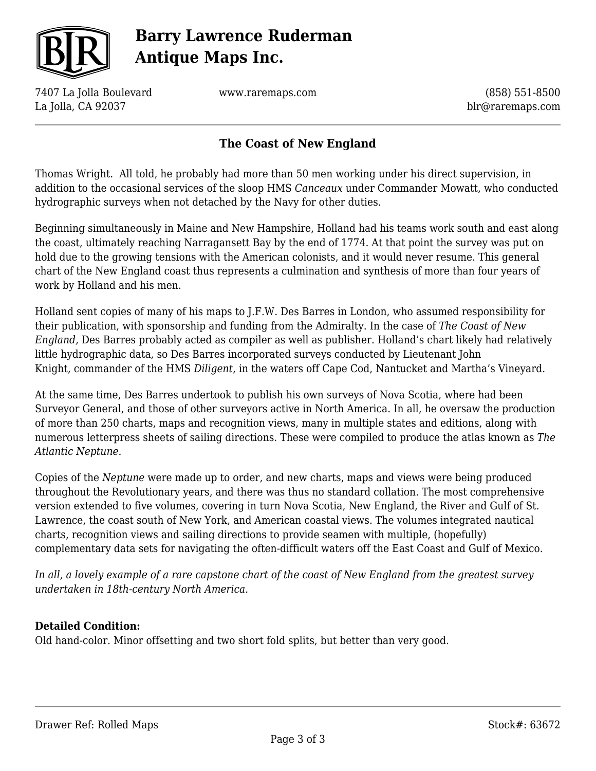## The Coast of New England

Thomas Wright. All told, he probably had more than 50 men working under his direct supervision, in addition to the occasional services of the sloop HMS *Canceaux* under Commander Mowatt, who conducted hydrographic surveys when not detached by the Navy for other duties.

Beginning simultaneously in Maine and New Hampshire, Holland had his teams work south and east along the coast, ultimately reaching Narragansett Bay by the end of 1774. At that point the survey was put on hold due to the growing tensions with the American colonists, and it would never resume. This general chart of the New England coast thus represents a culmination and synthesis of more than four years of work by Holland and his men.

Holland sent copies of many of his maps to J.F.W. Des Barres in London, who assumed responsibility for their publication, with sponsorship and funding from the Admiralty. In the case of *The Coast of New England,* Des Barres probably acted as compiler as well as publisher. Holland's chart likely had relatively little hydrographic data, so Des Barres incorporated surveys conducted by Lieutenant John Knight, commander of the HMS *Diligent,* in the waters off Cape Cod, Nantucket and Martha's Vineyard.

At the same time, Des Barres undertook to publish his own surveys of Nova Scotia, where had been Surveyor General, and those of other surveyors active in North America. In all, he oversaw the production of more than 250 charts, maps and recognition views, many in multiple states and editions, along with numerous letterpress sheets of sailing directions. These were compiled to produce the atlas known as *The Atlantic Neptune.*

Copies of the *Neptune* were made up to order, and new charts, maps and views were being produced throughout the Revolutionary years, and there was thus no standard collation. The most comprehensive version extended to five volumes, covering in turn Nova Scotia, New England, the River and Gulf of St. Lawrence, the coast south of New York, and American coastal views. The volumes integrated nautical charts, recognition views and sailing directions to provide seamen with multiple, (hopefully) complementary data sets for navigating the often-difficult waters off the East Coast and Gulf of Mexico.

*In all, a lovely example of a rare capstone chart of the coast of New England from the greatest survey undertaken in 18th-century North America.*

**Detailed Condition:**
Old hand-color. Minor offsetting and two short fold splits, but better than very good.

Drawer Ref: Rolled Maps

Stock#: 63672